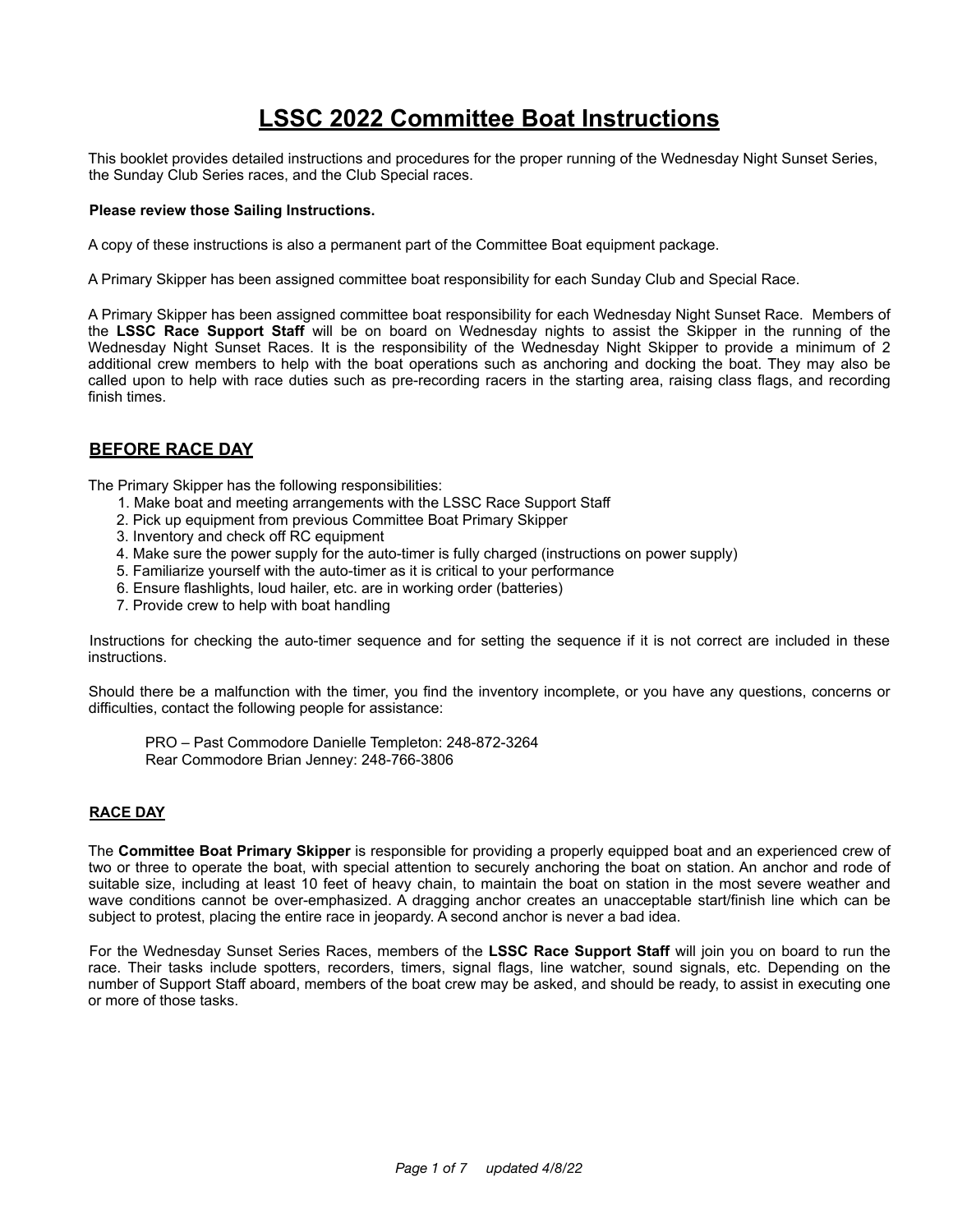# LSSC 2022 Committee Boat Instructions

This booklet provides detailed instructions and procedures for the proper running of the Wednesday Night Sunset Series, the Sunday Club Series races, and the Club Special races.

**Please review those Sailing Instructions.**

A copy of these instructions is also a permanent part of the Committee Boat equipment package.

A Primary Skipper has been assigned committee boat responsibility for each Sunday Club and Special Race.

A Primary Skipper has been assigned committee boat responsibility for each Wednesday Night Sunset Race. Members of the **LSSC Race Support Staff** will be on board on Wednesday nights to assist the Skipper in the running of the Wednesday Night Sunset Races. It is the responsibility of the Wednesday Night Skipper to provide a minimum of 2 additional crew members to help with the boat operations such as anchoring and docking the boat. They may also be called upon to help with race duties such as pre-recording racers in the starting area, raising class flags, and recording finish times.

## BEFORE RACE DAY

The Primary Skipper has the following responsibilities:

1. Make boat and meeting arrangements with the LSSC Race Support Staff
2. Pick up equipment from previous Committee Boat Primary Skipper
3. Inventory and check off RC equipment
4. Make sure the power supply for the auto-timer is fully charged (instructions on power supply)
5. Familiarize yourself with the auto-timer as it is critical to your performance
6. Ensure flashlights, loud hailer, etc. are in working order (batteries)
7. Provide crew to help with boat handling

Instructions for checking the auto-timer sequence and for setting the sequence if it is not correct are included in these instructions.

Should there be a malfunction with the timer, you find the inventory incomplete, or you have any questions, concerns or difficulties, contact the following people for assistance:

PRO – Past Commodore Danielle Templeton: 248-872-3264
Rear Commodore Brian Jenney: 248-766-3806

## RACE DAY

The **Committee Boat Primary Skipper** is responsible for providing a properly equipped boat and an experienced crew of two or three to operate the boat, with special attention to securely anchoring the boat on station. An anchor and rode of suitable size, including at least 10 feet of heavy chain, to maintain the boat on station in the most severe weather and wave conditions cannot be over-emphasized. A dragging anchor creates an unacceptable start/finish line which can be subject to protest, placing the entire race in jeopardy. A second anchor is never a bad idea.

For the Wednesday Sunset Series Races, members of the **LSSC Race Support Staff** will join you on board to run the race. Their tasks include spotters, recorders, timers, signal flags, line watcher, sound signals, etc. Depending on the number of Support Staff aboard, members of the boat crew may be asked, and should be ready, to assist in executing one or more of those tasks.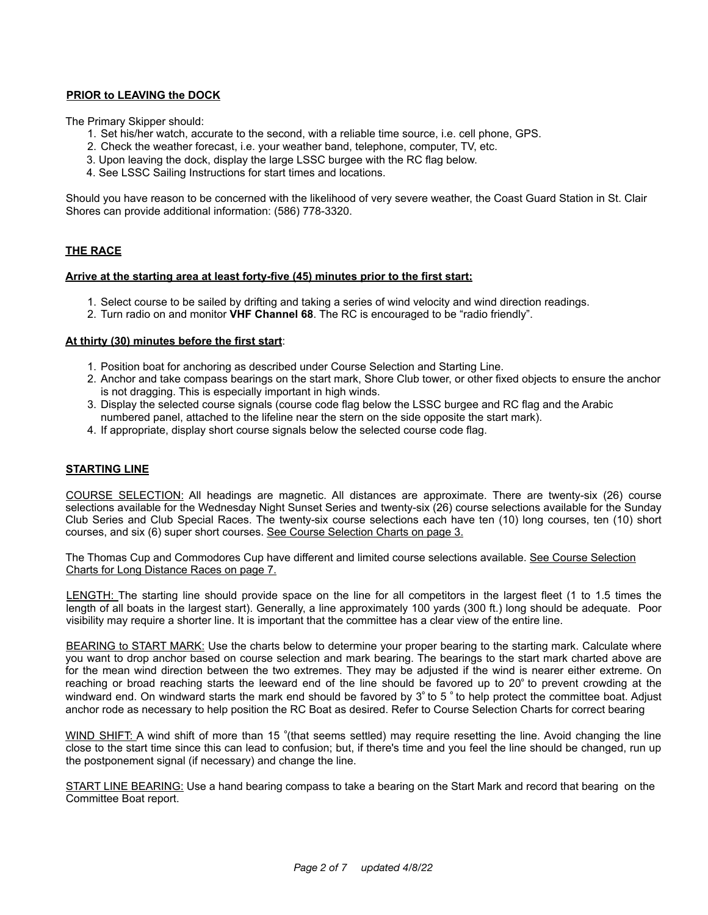## PRIOR to LEAVING the DOCK

The Primary Skipper should:

1. Set his/her watch, accurate to the second, with a reliable time source, i.e. cell phone, GPS.
2. Check the weather forecast, i.e. your weather band, telephone, computer, TV, etc.
3. Upon leaving the dock, display the large LSSC burgee with the RC flag below.
4. See LSSC Sailing Instructions for start times and locations.

Should you have reason to be concerned with the likelihood of very severe weather, the Coast Guard Station in St. Clair Shores can provide additional information: (586) 778-3320.

## THE RACE

**Arrive at the starting area at least forty-five (45) minutes prior to the first start:**

1. Select course to be sailed by drifting and taking a series of wind velocity and wind direction readings.
2. Turn radio on and monitor **VHF Channel 68**. The RC is encouraged to be "radio friendly".

**At thirty (30) minutes before the first start**:

1. Position boat for anchoring as described under Course Selection and Starting Line.
2. Anchor and take compass bearings on the start mark, Shore Club tower, or other fixed objects to ensure the anchor is not dragging. This is especially important in high winds.
3. Display the selected course signals (course code flag below the LSSC burgee and RC flag and the Arabic numbered panel, attached to the lifeline near the stern on the side opposite the start mark).
4. If appropriate, display short course signals below the selected course code flag.

## STARTING LINE

COURSE SELECTION: All headings are magnetic. All distances are approximate. There are twenty-six (26) course selections available for the Wednesday Night Sunset Series and twenty-six (26) course selections available for the Sunday Club Series and Club Special Races. The twenty-six course selections each have ten (10) long courses, ten (10) short courses, and six (6) super short courses. See Course Selection Charts on page 3.

The Thomas Cup and Commodores Cup have different and limited course selections available. See Course Selection Charts for Long Distance Races on page 7.

LENGTH: The starting line should provide space on the line for all competitors in the largest fleet (1 to 1.5 times the length of all boats in the largest start). Generally, a line approximately 100 yards (300 ft.) long should be adequate. Poor visibility may require a shorter line. It is important that the committee has a clear view of the entire line.

BEARING to START MARK: Use the charts below to determine your proper bearing to the starting mark. Calculate where you want to drop anchor based on course selection and mark bearing. The bearings to the start mark charted above are for the mean wind direction between the two extremes. They may be adjusted if the wind is nearer either extreme. On reaching or broad reaching starts the leeward end of the line should be favored up to 20° to prevent crowding at the windward end. On windward starts the mark end should be favored by 3° to 5° to help protect the committee boat. Adjust anchor rode as necessary to help position the RC Boat as desired. Refer to Course Selection Charts for correct bearing

WIND SHIFT: A wind shift of more than 15 °(that seems settled) may require resetting the line. Avoid changing the line close to the start time since this can lead to confusion; but, if there's time and you feel the line should be changed, run up the postponement signal (if necessary) and change the line.

START LINE BEARING: Use a hand bearing compass to take a bearing on the Start Mark and record that bearing on the Committee Boat report.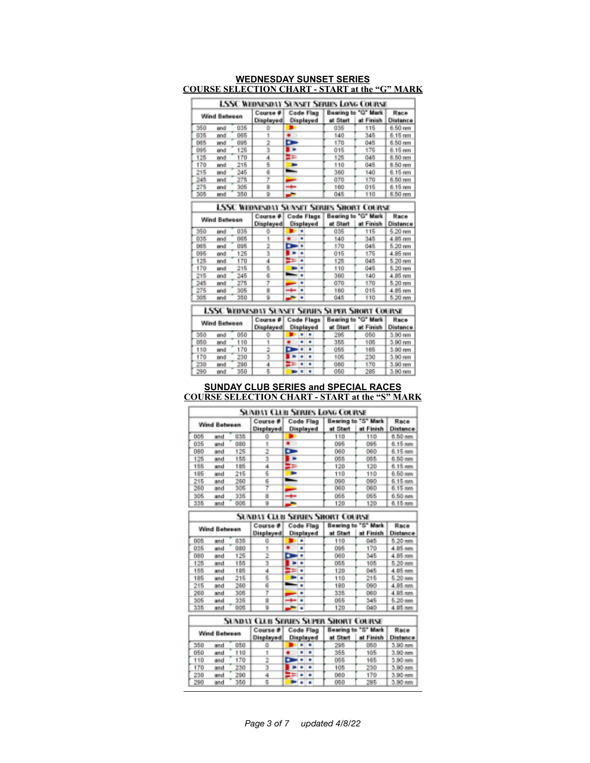## WEDNESDAY SUNSET SERIES
## COURSE SELECTION CHART - START at the "G" MARK

**LSSC WEDNESDAY SUNSET SERIES LONG COURSE**

| Wind Between | | | Course # Displayed | Code Flag Displayed | Bearing to "G" Mark at Start | Bearing to "G" Mark at Finish | Race Distance |
|---|---|---|---|---|---|---|---|
| 350 | and | 035 | 0 | | 035 | 115 | 6.50 nm |
| 035 | and | 065 | 1 | | 140 | 345 | 6.15 nm |
| 065 | and | 095 | 2 | | 170 | 045 | 6.50 nm |
| 095 | and | 125 | 3 | | 015 | 175 | 6.15 nm |
| 125 | and | 170 | 4 | | 125 | 045 | 6.50 nm |
| 170 | and | 215 | 5 | | 110 | 045 | 6.50 nm |
| 215 | and | 245 | 6 | | 360 | 140 | 6.15 nm |
| 245 | and | 275 | 7 | | 070 | 170 | 6.50 nm |
| 275 | and | 305 | 8 | | 160 | 015 | 6.15 nm |
| 305 | and | 350 | 9 | | 045 | 110 | 6.50 nm |

**LSSC WEDNESDAY SUNSET SERIES SHORT COURSE**

| Wind Between | | | Course # Displayed | Code Flags Displayed | Bearing to "G" Mark at Start | Bearing to "G" Mark at Finish | Race Distance |
|---|---|---|---|---|---|---|---|
| 350 | and | 035 | 0 | | 035 | 115 | 5.20 nm |
| 035 | and | 065 | 1 | | 140 | 345 | 4.85 nm |
| 065 | and | 095 | 2 | | 170 | 045 | 5.20 nm |
| 095 | and | 125 | 3 | | 015 | 175 | 4.85 nm |
| 125 | and | 170 | 4 | | 125 | 045 | 5.20 nm |
| 170 | and | 215 | 5 | | 110 | 045 | 5.20 nm |
| 215 | and | 245 | 6 | | 360 | 140 | 4.85 nm |
| 245 | and | 275 | 7 | | 070 | 170 | 5.20 nm |
| 275 | and | 305 | 8 | | 160 | 015 | 4.85 nm |
| 305 | and | 350 | 9 | | 045 | 110 | 5.20 nm |

**LSSC WEDNESDAY SUNSET SERIES SUPER SHORT COURSE**

| Wind Between | | | Course # Displayed | Code Flags Displayed | Bearing to "G" Mark at Start | Bearing to "G" Mark at Finish | Race Distance |
|---|---|---|---|---|---|---|---|
| 350 | and | 050 | 0 | | 295 | 050 | 3.90 nm |
| 050 | and | 110 | 1 | | 355 | 105 | 3.90 nm |
| 110 | and | 170 | 2 | | 055 | 165 | 3.90 nm |
| 170 | and | 230 | 3 | | 105 | 230 | 3.90 nm |
| 230 | and | 290 | 4 | | 060 | 170 | 3.90 nm |
| 290 | and | 350 | 5 | | 050 | 285 | 3.90 nm |

## SUNDAY CLUB SERIES and SPECIAL RACES
## COURSE SELECTION CHART - START at the "S" MARK

**SUNDAY CLUB SERIES LONG COURSE**

| Wind Between | | | Course # Displayed | Code Flag Displayed | Bearing to "S" Mark at Start | Bearing to "S" Mark at Finish | Race Distance |
|---|---|---|---|---|---|---|---|
| 005 | and | 035 | 0 | | 110 | 110 | 6.50 nm |
| 035 | and | 080 | 1 | | 095 | 095 | 6.15 nm |
| 080 | and | 125 | 2 | | 060 | 060 | 6.15 nm |
| 125 | and | 155 | 3 | | 055 | 055 | 6.50 nm |
| 155 | and | 185 | 4 | | 120 | 120 | 6.15 nm |
| 185 | and | 215 | 5 | | 110 | 110 | 6.50 nm |
| 215 | and | 260 | 6 | | 090 | 090 | 6.15 nm |
| 260 | and | 305 | 7 | | 060 | 060 | 6.15 nm |
| 305 | and | 335 | 8 | | 055 | 055 | 6.50 nm |
| 335 | and | 005 | 9 | | 120 | 120 | 6.15 nm |

**SUNDAY CLUB SERIES SHORT COURSE**

| Wind Between | | | Course # Displayed | Code Flags Displayed | Bearing to "S" Mark at Start | Bearing to "S" Mark at Finish | Race Distance |
|---|---|---|---|---|---|---|---|
| 005 | and | 035 | 0 | | 110 | 045 | 5.20 nm |
| 035 | and | 080 | 1 | | 095 | 170 | 4.85 nm |
| 080 | and | 125 | 2 | | 060 | 345 | 4.85 nm |
| 125 | and | 155 | 3 | | 055 | 105 | 5.20 nm |
| 155 | and | 185 | 4 | | 120 | 045 | 4.85 nm |
| 185 | and | 215 | 5 | | 110 | 215 | 5.20 nm |
| 215 | and | 260 | 6 | | 180 | 090 | 4.85 nm |
| 260 | and | 305 | 7 | | 335 | 060 | 4.85 nm |
| 305 | and | 335 | 8 | | 055 | 345 | 5.20 nm |
| 335 | and | 005 | 9 | | 120 | 040 | 4.85 nm |

**SUNDAY CLUB SERIES SUPER SHORT COURSE**

| Wind Between | | | Course # Displayed | Code Flags Displayed | Bearing to "S" Mark at Start | Bearing to "S" Mark at Finish | Race Distance |
|---|---|---|---|---|---|---|---|
| 350 | and | 050 | 0 | | 295 | 050 | 3.90 nm |
| 050 | and | 110 | 1 | | 355 | 105 | 3.90 nm |
| 110 | and | 170 | 2 | | 055 | 165 | 3.90 nm |
| 170 | and | 230 | 3 | | 105 | 230 | 3.90 nm |
| 230 | and | 290 | 4 | | 060 | 170 | 3.90 nm |
| 290 | and | 350 | 5 | | 050 | 285 | 3.90 nm |

*updated 4/8/22*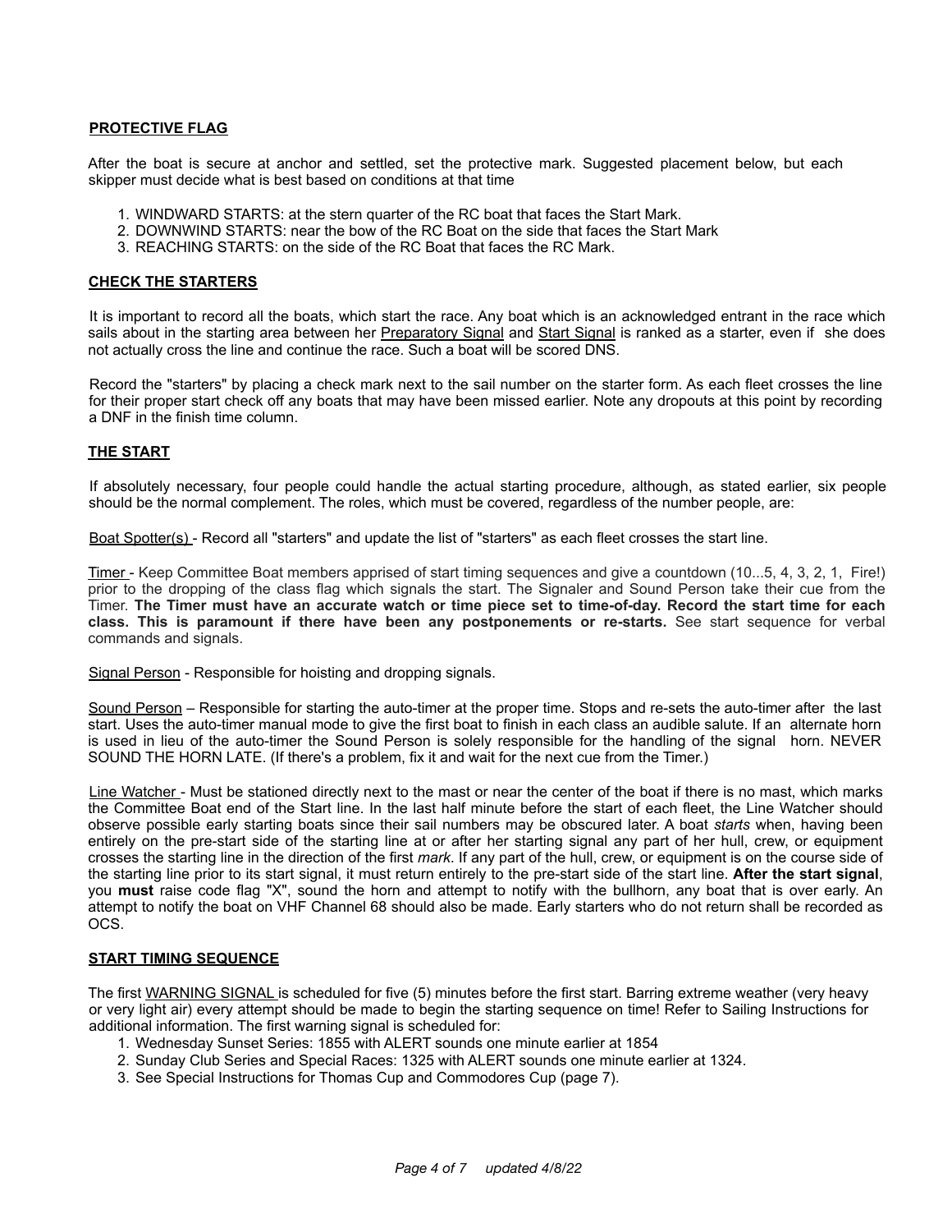## PROTECTIVE FLAG

After the boat is secure at anchor and settled, set the protective mark. Suggested placement below, but each skipper must decide what is best based on conditions at that time

1. WINDWARD STARTS: at the stern quarter of the RC boat that faces the Start Mark.
2. DOWNWIND STARTS: near the bow of the RC Boat on the side that faces the Start Mark
3. REACHING STARTS: on the side of the RC Boat that faces the RC Mark.

## CHECK THE STARTERS

It is important to record all the boats, which start the race. Any boat which is an acknowledged entrant in the race which sails about in the starting area between her Preparatory Signal and Start Signal is ranked as a starter, even if she does not actually cross the line and continue the race. Such a boat will be scored DNS.

Record the "starters" by placing a check mark next to the sail number on the starter form. As each fleet crosses the line for their proper start check off any boats that may have been missed earlier. Note any dropouts at this point by recording a DNF in the finish time column.

## THE START

If absolutely necessary, four people could handle the actual starting procedure, although, as stated earlier, six people should be the normal complement. The roles, which must be covered, regardless of the number people, are:

Boat Spotter(s) - Record all "starters" and update the list of "starters" as each fleet crosses the start line.

Timer - Keep Committee Boat members apprised of start timing sequences and give a countdown (10...5, 4, 3, 2, 1, Fire!) prior to the dropping of the class flag which signals the start. The Signaler and Sound Person take their cue from the Timer. **The Timer must have an accurate watch or time piece set to time-of-day. Record the start time for each class. This is paramount if there have been any postponements or re-starts.** See start sequence for verbal commands and signals.

Signal Person - Responsible for hoisting and dropping signals.

Sound Person – Responsible for starting the auto-timer at the proper time. Stops and re-sets the auto-timer after the last start. Uses the auto-timer manual mode to give the first boat to finish in each class an audible salute. If an alternate horn is used in lieu of the auto-timer the Sound Person is solely responsible for the handling of the signal horn. NEVER SOUND THE HORN LATE. (If there's a problem, fix it and wait for the next cue from the Timer.)

Line Watcher - Must be stationed directly next to the mast or near the center of the boat if there is no mast, which marks the Committee Boat end of the Start line. In the last half minute before the start of each fleet, the Line Watcher should observe possible early starting boats since their sail numbers may be obscured later. A boat *starts* when, having been entirely on the pre-start side of the starting line at or after her starting signal any part of her hull, crew, or equipment crosses the starting line in the direction of the first *mark*. If any part of the hull, crew, or equipment is on the course side of the starting line prior to its start signal, it must return entirely to the pre-start side of the start line. **After the start signal**, you **must** raise code flag "X", sound the horn and attempt to notify with the bullhorn, any boat that is over early. An attempt to notify the boat on VHF Channel 68 should also be made. Early starters who do not return shall be recorded as OCS.

## START TIMING SEQUENCE

The first WARNING SIGNAL is scheduled for five (5) minutes before the first start. Barring extreme weather (very heavy or very light air) every attempt should be made to begin the starting sequence on time! Refer to Sailing Instructions for additional information. The first warning signal is scheduled for:

1. Wednesday Sunset Series: 1855 with ALERT sounds one minute earlier at 1854
2. Sunday Club Series and Special Races: 1325 with ALERT sounds one minute earlier at 1324.
3. See Special Instructions for Thomas Cup and Commodores Cup (page 7).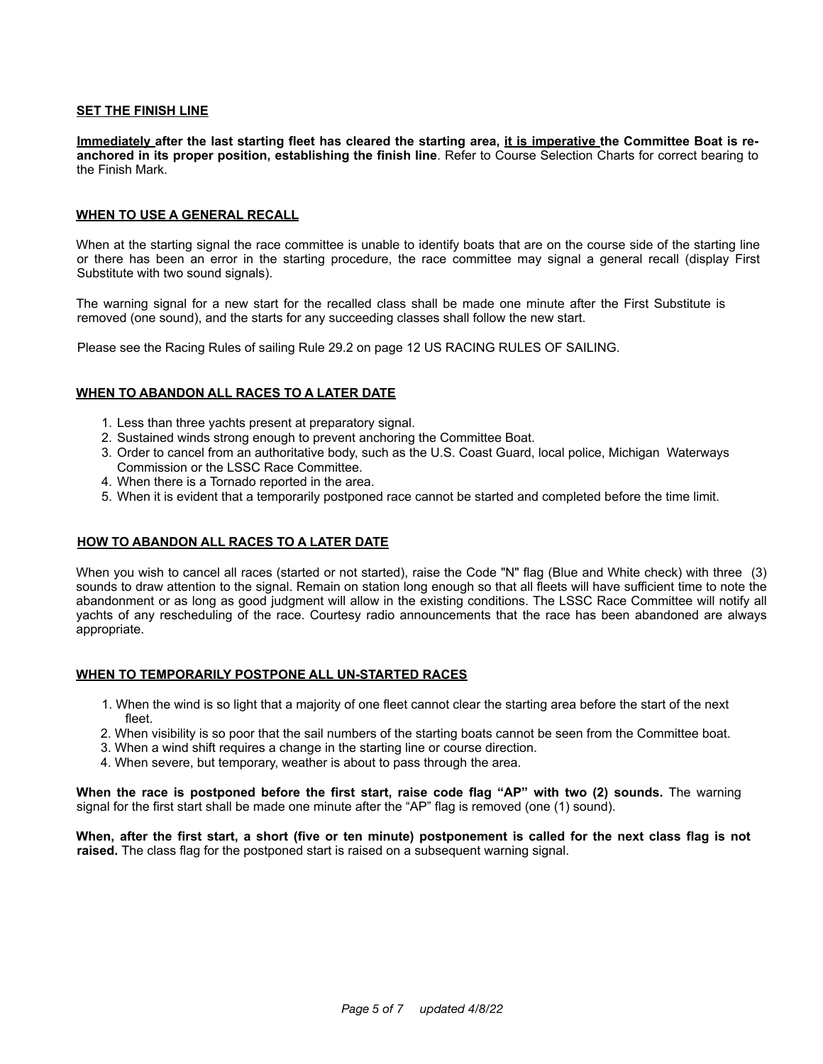## SET THE FINISH LINE

**Immediately after the last starting fleet has cleared the starting area, it is imperative the Committee Boat is re-anchored in its proper position, establishing the finish line**. Refer to Course Selection Charts for correct bearing to the Finish Mark.

## WHEN TO USE A GENERAL RECALL

When at the starting signal the race committee is unable to identify boats that are on the course side of the starting line or there has been an error in the starting procedure, the race committee may signal a general recall (display First Substitute with two sound signals).

The warning signal for a new start for the recalled class shall be made one minute after the First Substitute is removed (one sound), and the starts for any succeeding classes shall follow the new start.

Please see the Racing Rules of sailing Rule 29.2 on page 12 US RACING RULES OF SAILING.

## WHEN TO ABANDON ALL RACES TO A LATER DATE

1. Less than three yachts present at preparatory signal.
2. Sustained winds strong enough to prevent anchoring the Committee Boat.
3. Order to cancel from an authoritative body, such as the U.S. Coast Guard, local police, Michigan Waterways Commission or the LSSC Race Committee.
4. When there is a Tornado reported in the area.
5. When it is evident that a temporarily postponed race cannot be started and completed before the time limit.

## HOW TO ABANDON ALL RACES TO A LATER DATE

When you wish to cancel all races (started or not started), raise the Code "N" flag (Blue and White check) with three (3) sounds to draw attention to the signal. Remain on station long enough so that all fleets will have sufficient time to note the abandonment or as long as good judgment will allow in the existing conditions. The LSSC Race Committee will notify all yachts of any rescheduling of the race. Courtesy radio announcements that the race has been abandoned are always appropriate.

## WHEN TO TEMPORARILY POSTPONE ALL UN-STARTED RACES

1. When the wind is so light that a majority of one fleet cannot clear the starting area before the start of the next fleet.
2. When visibility is so poor that the sail numbers of the starting boats cannot be seen from the Committee boat.
3. When a wind shift requires a change in the starting line or course direction.
4. When severe, but temporary, weather is about to pass through the area.

**When the race is postponed before the first start, raise code flag "AP" with two (2) sounds.** The warning signal for the first start shall be made one minute after the "AP" flag is removed (one (1) sound).

**When, after the first start, a short (five or ten minute) postponement is called for the next class flag is not raised.** The class flag for the postponed start is raised on a subsequent warning signal.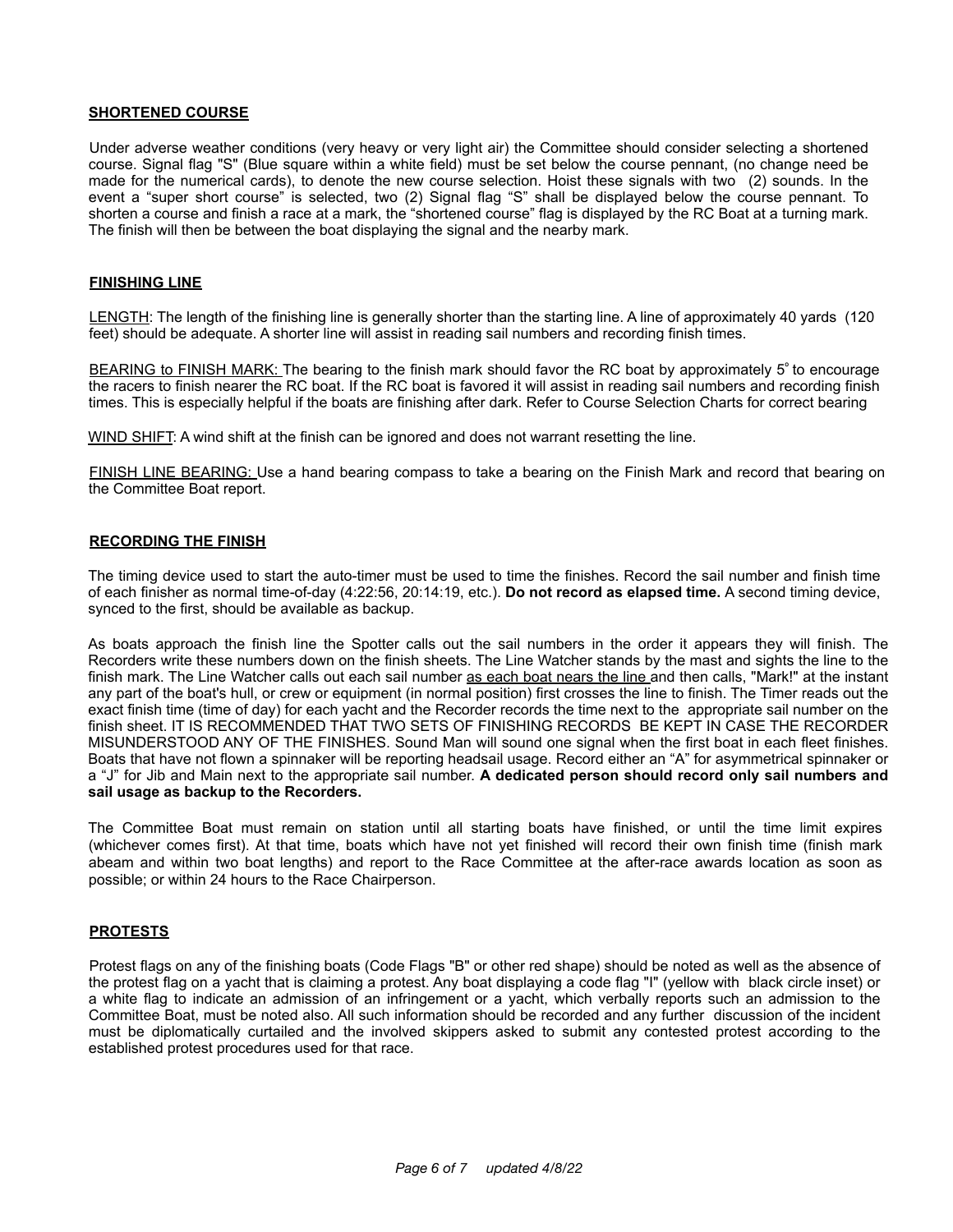## SHORTENED COURSE

Under adverse weather conditions (very heavy or very light air) the Committee should consider selecting a shortened course. Signal flag "S" (Blue square within a white field) must be set below the course pennant, (no change need be made for the numerical cards), to denote the new course selection. Hoist these signals with two (2) sounds. In the event a "super short course" is selected, two (2) Signal flag "S" shall be displayed below the course pennant. To shorten a course and finish a race at a mark, the "shortened course" flag is displayed by the RC Boat at a turning mark. The finish will then be between the boat displaying the signal and the nearby mark.

## FINISHING LINE

LENGTH: The length of the finishing line is generally shorter than the starting line. A line of approximately 40 yards (120 feet) should be adequate. A shorter line will assist in reading sail numbers and recording finish times.

BEARING to FINISH MARK: The bearing to the finish mark should favor the RC boat by approximately 5° to encourage the racers to finish nearer the RC boat. If the RC boat is favored it will assist in reading sail numbers and recording finish times. This is especially helpful if the boats are finishing after dark. Refer to Course Selection Charts for correct bearing

WIND SHIFT: A wind shift at the finish can be ignored and does not warrant resetting the line.

FINISH LINE BEARING: Use a hand bearing compass to take a bearing on the Finish Mark and record that bearing on the Committee Boat report.

## RECORDING THE FINISH

The timing device used to start the auto-timer must be used to time the finishes. Record the sail number and finish time of each finisher as normal time-of-day (4:22:56, 20:14:19, etc.). **Do not record as elapsed time.** A second timing device, synced to the first, should be available as backup.

As boats approach the finish line the Spotter calls out the sail numbers in the order it appears they will finish. The Recorders write these numbers down on the finish sheets. The Line Watcher stands by the mast and sights the line to the finish mark. The Line Watcher calls out each sail number as each boat nears the line and then calls, "Mark!" at the instant any part of the boat's hull, or crew or equipment (in normal position) first crosses the line to finish. The Timer reads out the exact finish time (time of day) for each yacht and the Recorder records the time next to the appropriate sail number on the finish sheet. IT IS RECOMMENDED THAT TWO SETS OF FINISHING RECORDS BE KEPT IN CASE THE RECORDER MISUNDERSTOOD ANY OF THE FINISHES. Sound Man will sound one signal when the first boat in each fleet finishes. Boats that have not flown a spinnaker will be reporting headsail usage. Record either an "A" for asymmetrical spinnaker or a "J" for Jib and Main next to the appropriate sail number. **A dedicated person should record only sail numbers and sail usage as backup to the Recorders.**

The Committee Boat must remain on station until all starting boats have finished, or until the time limit expires (whichever comes first). At that time, boats which have not yet finished will record their own finish time (finish mark abeam and within two boat lengths) and report to the Race Committee at the after-race awards location as soon as possible; or within 24 hours to the Race Chairperson.

## PROTESTS

Protest flags on any of the finishing boats (Code Flags "B" or other red shape) should be noted as well as the absence of the protest flag on a yacht that is claiming a protest. Any boat displaying a code flag "I" (yellow with black circle inset) or a white flag to indicate an admission of an infringement or a yacht, which verbally reports such an admission to the Committee Boat, must be noted also. All such information should be recorded and any further discussion of the incident must be diplomatically curtailed and the involved skippers asked to submit any contested protest according to the established protest procedures used for that race.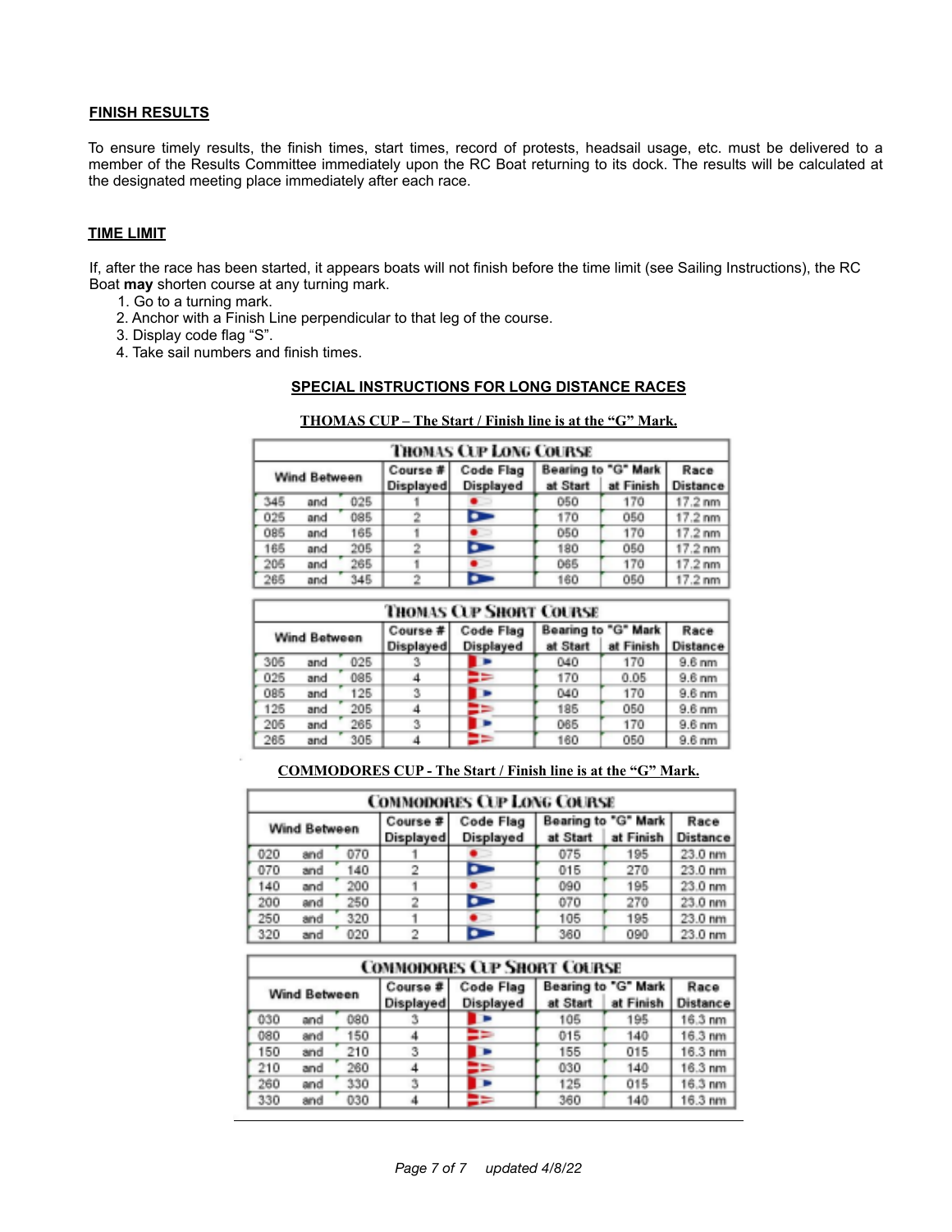## FINISH RESULTS

To ensure timely results, the finish times, start times, record of protests, headsail usage, etc. must be delivered to a member of the Results Committee immediately upon the RC Boat returning to its dock. The results will be calculated at the designated meeting place immediately after each race.

## TIME LIMIT

If, after the race has been started, it appears boats will not finish before the time limit (see Sailing Instructions), the RC Boat **may** shorten course at any turning mark.

1. Go to a turning mark.
2. Anchor with a Finish Line perpendicular to that leg of the course.
3. Display code flag "S".
4. Take sail numbers and finish times.

## SPECIAL INSTRUCTIONS FOR LONG DISTANCE RACES

### THOMAS CUP – The Start / Finish line is at the "G" Mark.

| Thomas Cup Long Course | | | | | | | |
|---|---|---|---|---|---|---|---|
| Wind Between | | | Course # Displayed | Code Flag Displayed | Bearing to "G" Mark at Start | Bearing to "G" Mark at Finish | Race Distance |
| 345 | and | 025 | 1 | | 050 | 170 | 17.2 nm |
| 025 | and | 085 | 2 | | 170 | 050 | 17.2 nm |
| 085 | and | 165 | 1 | | 050 | 170 | 17.2 nm |
| 165 | and | 205 | 2 | | 180 | 050 | 17.2 nm |
| 205 | and | 265 | 1 | | 065 | 170 | 17.2 nm |
| 265 | and | 345 | 2 | | 160 | 050 | 17.2 nm |

| Thomas Cup Short Course | | | | | | | |
|---|---|---|---|---|---|---|---|
| Wind Between | | | Course # Displayed | Code Flag Displayed | Bearing to "G" Mark at Start | Bearing to "G" Mark at Finish | Race Distance |
| 305 | and | 025 | 3 | | 040 | 170 | 9.6 nm |
| 025 | and | 085 | 4 | | 170 | 0.05 | 9.6 nm |
| 085 | and | 125 | 3 | | 040 | 170 | 9.6 nm |
| 125 | and | 205 | 4 | | 185 | 050 | 9.6 nm |
| 205 | and | 265 | 3 | | 065 | 170 | 9.6 nm |
| 265 | and | 305 | 4 | | 160 | 050 | 9.6 nm |

### COMMODORES CUP - The Start / Finish line is at the "G" Mark.

| Commodores Cup Long Course | | | | | | | |
|---|---|---|---|---|---|---|---|
| Wind Between | | | Course # Displayed | Code Flag Displayed | Bearing to "G" Mark at Start | Bearing to "G" Mark at Finish | Race Distance |
| 020 | and | 070 | 1 | | 075 | 195 | 23.0 nm |
| 070 | and | 140 | 2 | | 015 | 270 | 23.0 nm |
| 140 | and | 200 | 1 | | 090 | 195 | 23.0 nm |
| 200 | and | 250 | 2 | | 070 | 270 | 23.0 nm |
| 250 | and | 320 | 1 | | 105 | 195 | 23.0 nm |
| 320 | and | 020 | 2 | | 360 | 090 | 23.0 nm |

| Commodores Cup Short Course | | | | | | | |
|---|---|---|---|---|---|---|---|
| Wind Between | | | Course # Displayed | Code Flag Displayed | Bearing to "G" Mark at Start | Bearing to "G" Mark at Finish | Race Distance |
| 030 | and | 080 | 3 | | 105 | 195 | 16.3 nm |
| 080 | and | 150 | 4 | | 015 | 140 | 16.3 nm |
| 150 | and | 210 | 3 | | 155 | 015 | 16.3 nm |
| 210 | and | 260 | 4 | | 030 | 140 | 16.3 nm |
| 260 | and | 330 | 3 | | 125 | 015 | 16.3 nm |
| 330 | and | 030 | 4 | | 360 | 140 | 16.3 nm |

*updated 4/8/22*